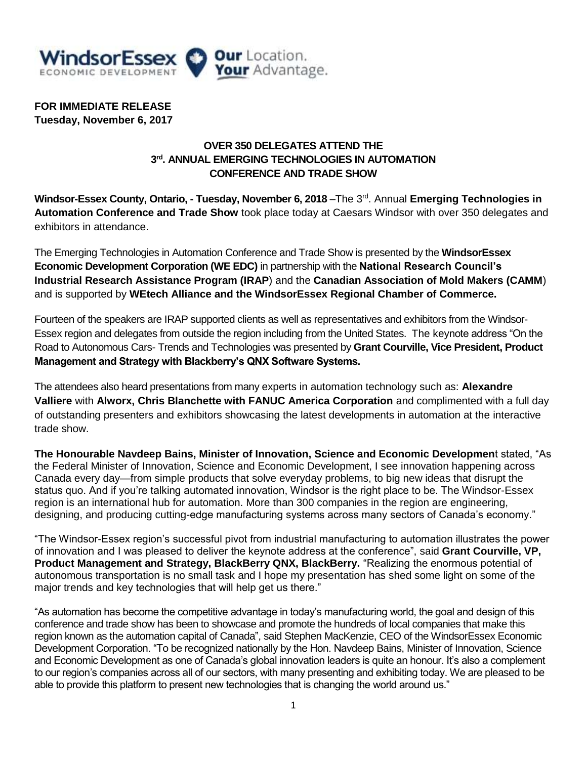WindsorEssex ECONOMIC DEVELOPMENT **Our** Location. **Your** Advantage.

**FOR IMMEDIATE RELEASE**
**Tuesday, November 6, 2017**

**OVER 350 DELEGATES ATTEND THE 3rd. ANNUAL EMERGING TECHNOLOGIES IN AUTOMATION CONFERENCE AND TRADE SHOW**

**Windsor-Essex County, Ontario, - Tuesday, November 6, 2018** –The 3rd. Annual **Emerging Technologies in Automation Conference and Trade Show** took place today at Caesars Windsor with over 350 delegates and exhibitors in attendance.

The Emerging Technologies in Automation Conference and Trade Show is presented by the **WindsorEssex Economic Development Corporation (WE EDC)** in partnership with the **National Research Council's Industrial Research Assistance Program (IRAP**) and the **Canadian Association of Mold Makers (CAMM**) and is supported by **WEtech Alliance and the WindsorEssex Regional Chamber of Commerce.**

Fourteen of the speakers are IRAP supported clients as well as representatives and exhibitors from the Windsor-Essex region and delegates from outside the region including from the United States. The keynote address "On the Road to Autonomous Cars- Trends and Technologies was presented by **Grant Courville, Vice President, Product Management and Strategy with Blackberry's QNX Software Systems.**

The attendees also heard presentations from many experts in automation technology such as: **Alexandre Valliere** with **Alworx, Chris Blanchette with FANUC America Corporation** and complimented with a full day of outstanding presenters and exhibitors showcasing the latest developments in automation at the interactive trade show.

**The Honourable Navdeep Bains, Minister of Innovation, Science and Economic Developmen**t stated, "As the Federal Minister of Innovation, Science and Economic Development, I see innovation happening across Canada every day—from simple products that solve everyday problems, to big new ideas that disrupt the status quo. And if you're talking automated innovation, Windsor is the right place to be. The Windsor-Essex region is an international hub for automation. More than 300 companies in the region are engineering, designing, and producing cutting-edge manufacturing systems across many sectors of Canada's economy."

"The Windsor-Essex region's successful pivot from industrial manufacturing to automation illustrates the power of innovation and I was pleased to deliver the keynote address at the conference", said **Grant Courville, VP, Product Management and Strategy, BlackBerry QNX, BlackBerry.** "Realizing the enormous potential of autonomous transportation is no small task and I hope my presentation has shed some light on some of the major trends and key technologies that will help get us there."

"As automation has become the competitive advantage in today's manufacturing world, the goal and design of this conference and trade show has been to showcase and promote the hundreds of local companies that make this region known as the automation capital of Canada", said Stephen MacKenzie, CEO of the WindsorEssex Economic Development Corporation. "To be recognized nationally by the Hon. Navdeep Bains, Minister of Innovation, Science and Economic Development as one of Canada's global innovation leaders is quite an honour. It's also a complement to our region's companies across all of our sectors, with many presenting and exhibiting today. We are pleased to be able to provide this platform to present new technologies that is changing the world around us."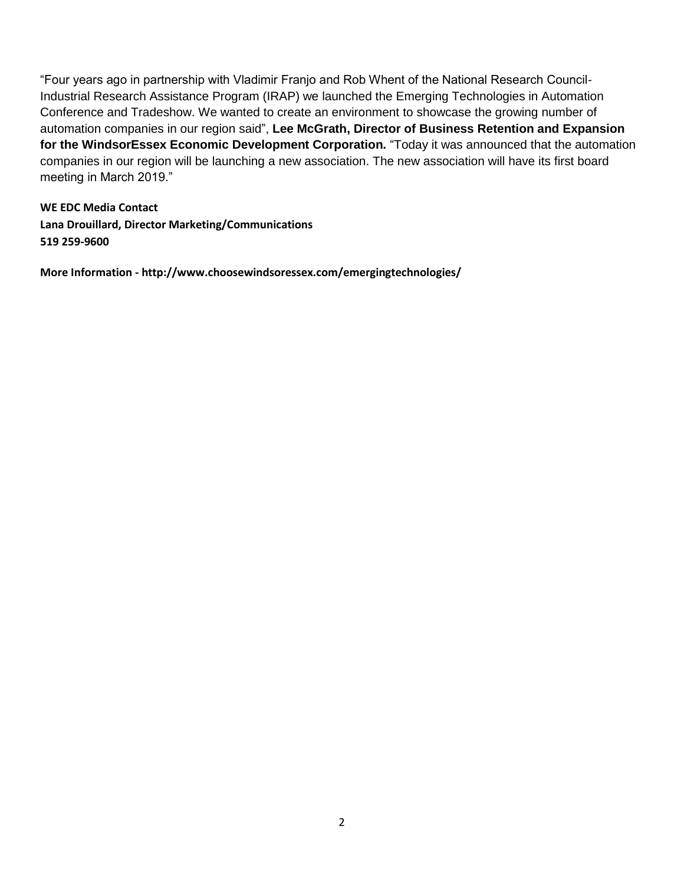"Four years ago in partnership with Vladimir Franjo and Rob Whent of the National Research Council-Industrial Research Assistance Program (IRAP) we launched the Emerging Technologies in Automation Conference and Tradeshow. We wanted to create an environment to showcase the growing number of automation companies in our region said", **Lee McGrath, Director of Business Retention and Expansion for the WindsorEssex Economic Development Corporation.** "Today it was announced that the automation companies in our region will be launching a new association. The new association will have its first board meeting in March 2019."

**WE EDC Media Contact**
**Lana Drouillard, Director Marketing/Communications**
**519 259-9600**

**More Information - http://www.choosewindsoressex.com/emergingtechnologies/**